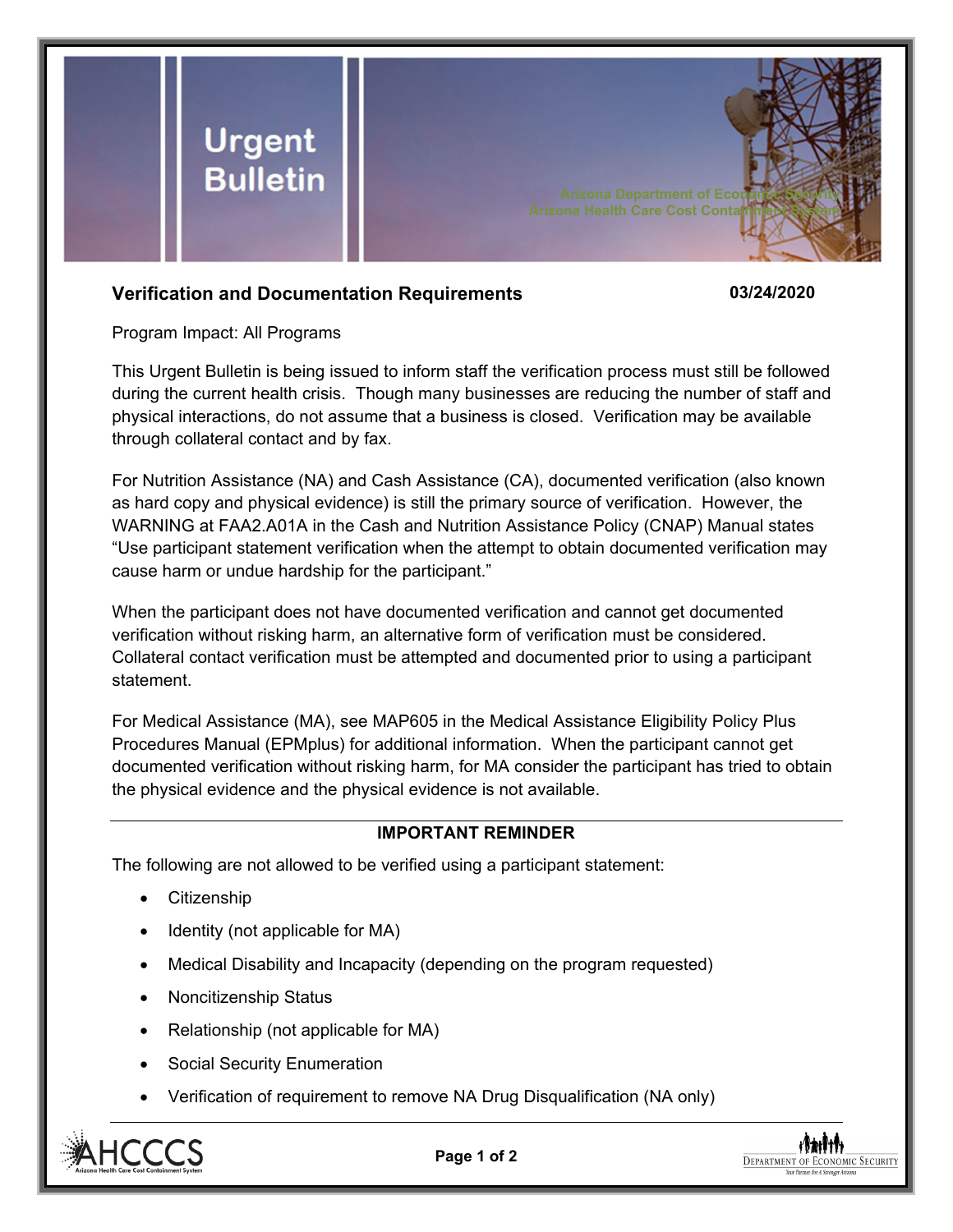# Urgent Bulletin

Arizona Department of Economic Security
Arizona Health Care Cost Containment System

## Verification and Documentation Requirements

**03/24/2020**

Program Impact: All Programs

This Urgent Bulletin is being issued to inform staff the verification process must still be followed during the current health crisis. Though many businesses are reducing the number of staff and physical interactions, do not assume that a business is closed. Verification may be available through collateral contact and by fax.

For Nutrition Assistance (NA) and Cash Assistance (CA), documented verification (also known as hard copy and physical evidence) is still the primary source of verification. However, the WARNING at FAA2.A01A in the Cash and Nutrition Assistance Policy (CNAP) Manual states "Use participant statement verification when the attempt to obtain documented verification may cause harm or undue hardship for the participant."

When the participant does not have documented verification and cannot get documented verification without risking harm, an alternative form of verification must be considered. Collateral contact verification must be attempted and documented prior to using a participant statement.

For Medical Assistance (MA), see MAP605 in the Medical Assistance Eligibility Policy Plus Procedures Manual (EPMplus) for additional information. When the participant cannot get documented verification without risking harm, for MA consider the participant has tried to obtain the physical evidence and the physical evidence is not available.

---

**IMPORTANT REMINDER**

The following are not allowed to be verified using a participant statement:

- Citizenship
- Identity (not applicable for MA)
- Medical Disability and Incapacity (depending on the program requested)
- Noncitizenship Status
- Relationship (not applicable for MA)
- Social Security Enumeration
- Verification of requirement to remove NA Drug Disqualification (NA only)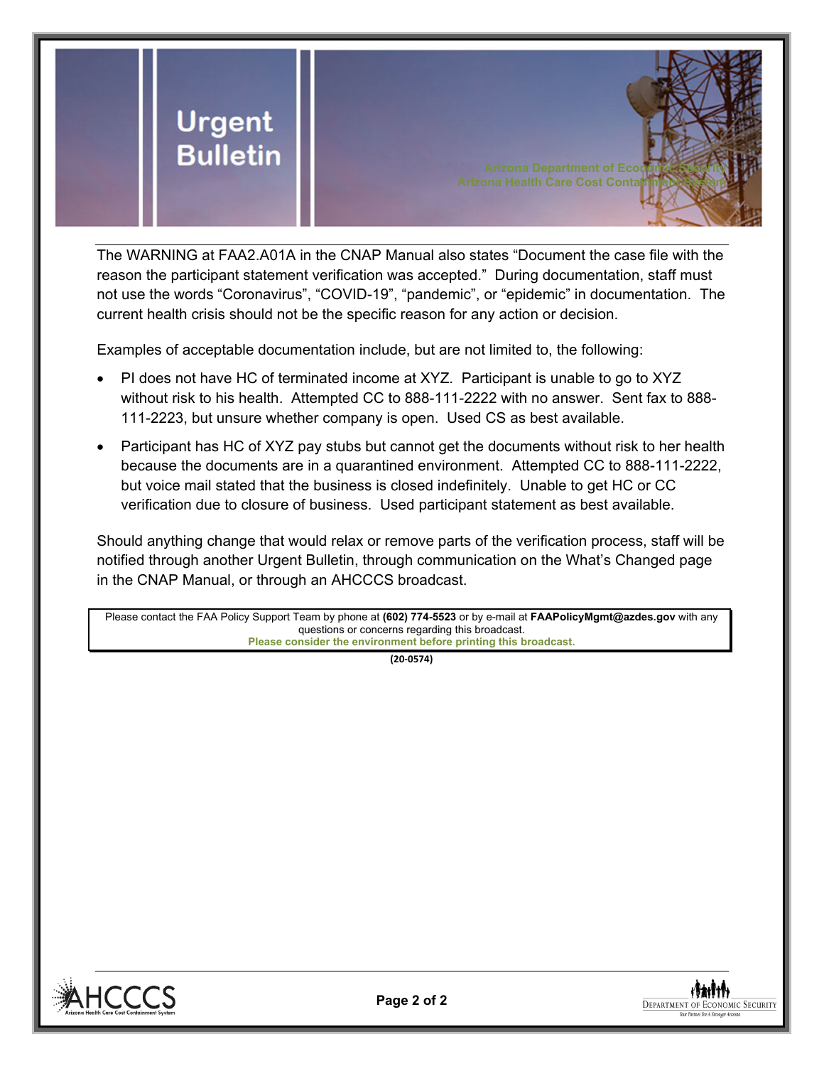# Urgent Bulletin

Arizona Department of Economic Security
Arizona Health Care Cost Containment System

The WARNING at FAA2.A01A in the CNAP Manual also states "Document the case file with the reason the participant statement verification was accepted." During documentation, staff must not use the words "Coronavirus", "COVID-19", "pandemic", or "epidemic" in documentation. The current health crisis should not be the specific reason for any action or decision.

Examples of acceptable documentation include, but are not limited to, the following:

- PI does not have HC of terminated income at XYZ. Participant is unable to go to XYZ without risk to his health. Attempted CC to 888-111-2222 with no answer. Sent fax to 888-111-2223, but unsure whether company is open. Used CS as best available.
- Participant has HC of XYZ pay stubs but cannot get the documents without risk to her health because the documents are in a quarantined environment. Attempted CC to 888-111-2222, but voice mail stated that the business is closed indefinitely. Unable to get HC or CC verification due to closure of business. Used participant statement as best available.

Should anything change that would relax or remove parts of the verification process, staff will be notified through another Urgent Bulletin, through communication on the What's Changed page in the CNAP Manual, or through an AHCCCS broadcast.

Please contact the FAA Policy Support Team by phone at **(602) 774-5523** or by e-mail at **FAAPolicyMgmt@azdes.gov** with any questions or concerns regarding this broadcast.
**Please consider the environment before printing this broadcast.**

**(20-0574)**